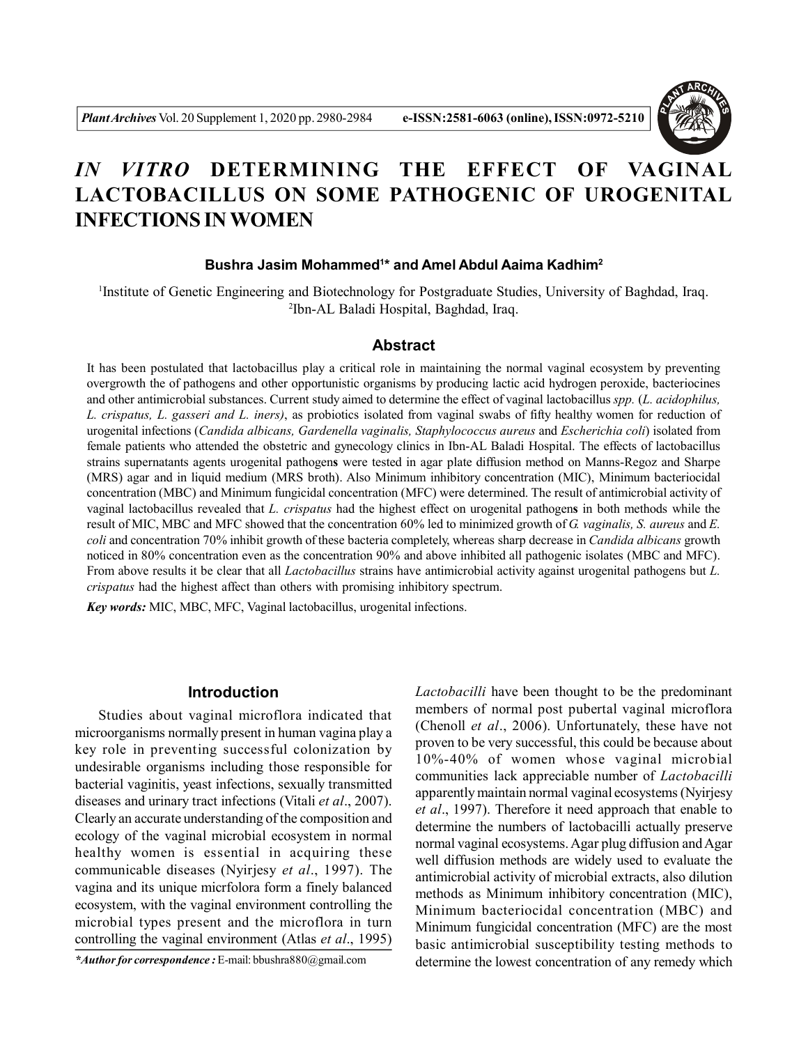# *IN VITRO* DETERMINING THE EFFECT OF VAGINAL LACTOBACILLUS ON SOME PATHOGENIC OF UROGENITAL INFECTIONS IN WOMEN

**Bushra Jasim Mohammed[1]* and Amel Abdul Aaima Kadhim[2]**

[1]Institute of Genetic Engineering and Biotechnology for Postgraduate Studies, University of Baghdad, Iraq.
[2]Ibn-AL Baladi Hospital, Baghdad, Iraq.

## Abstract

It has been postulated that lactobacillus play a critical role in maintaining the normal vaginal ecosystem by preventing overgrowth the of pathogens and other opportunistic organisms by producing lactic acid hydrogen peroxide, bacteriocines and other antimicrobial substances. Current study aimed to determine the effect of vaginal lactobacillus *spp.* (*L. acidophilus, L. crispatus, L. gasseri and L. iners)*, as probiotics isolated from vaginal swabs of fifty healthy women for reduction of urogenital infections (*Candida albicans, Gardenella vaginalis, Staphylococcus aureus* and *Escherichia coli*) isolated from female patients who attended the obstetric and gynecology clinics in Ibn-AL Baladi Hospital. The effects of lactobacillus strains supernatants agents urogenital pathogen**s** were tested in agar plate diffusion method on Manns-Regoz and Sharpe (MRS) agar and in liquid medium (MRS broth). Also Minimum inhibitory concentration (MIC), Minimum bacteriocidal concentration (MBC) and Minimum fungicidal concentration (MFC) were determined. The result of antimicrobial activity of vaginal lactobacillus revealed that *L. crispatus* had the highest effect on urogenital pathogen**s** in both methods while the result of MIC, MBC and MFC showed that the concentration 60% led to minimized growth of *G. vaginalis, S. aureus* and *E. coli* and concentration 70% inhibit growth of these bacteria completely, whereas sharp decrease in *Candida albicans* growth noticed in 80% concentration even as the concentration 90% and above inhibited all pathogenic isolates (MBC and MFC). From above results it be clear that all *Lactobacillus* strains have antimicrobial activity against urogenital pathogens but *L. crispatus* had the highest affect than others with promising inhibitory spectrum.

***Key words:*** MIC, MBC, MFC, Vaginal lactobacillus, urogenital infections.

## Introduction

Studies about vaginal microflora indicated that microorganisms normally present in human vagina play a key role in preventing successful colonization by undesirable organisms including those responsible for bacterial vaginitis, yeast infections, sexually transmitted diseases and urinary tract infections (Vitali *et al*., 2007). Clearly an accurate understanding of the composition and ecology of the vaginal microbial ecosystem in normal healthy women is essential in acquiring these communicable diseases (Nyirjesy *et al*., 1997). The vagina and its unique micrfolora form a finely balanced ecosystem, with the vaginal environment controlling the microbial types present and the microflora in turn controlling the vaginal environment (Atlas *et al*., 1995) *Lactobacilli* have been thought to be the predominant members of normal post pubertal vaginal microflora (Chenoll *et al*., 2006). Unfortunately, these have not proven to be very successful, this could be because about 10%-40% of women whose vaginal microbial communities lack appreciable number of *Lactobacilli* apparently maintain normal vaginal ecosystems (Nyirjesy *et al*., 1997). Therefore it need approach that enable to determine the numbers of lactobacilli actually preserve normal vaginal ecosystems. Agar plug diffusion and Agar well diffusion methods are widely used to evaluate the antimicrobial activity of microbial extracts, also dilution methods as Minimum inhibitory concentration (MIC), Minimum bacteriocidal concentration (MBC) and Minimum fungicidal concentration (MFC) are the most basic antimicrobial susceptibility testing methods to determine the lowest concentration of any remedy which

****Author for correspondence :*** E-mail: bbushra880@gmail.com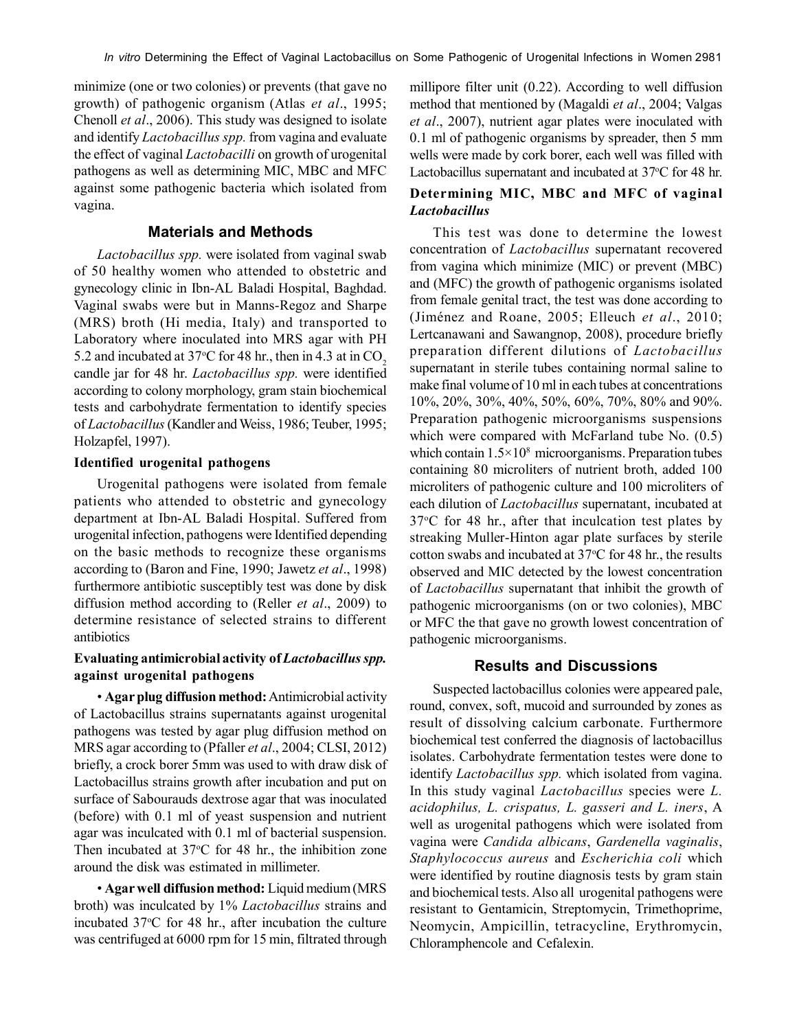minimize (one or two colonies) or prevents (that gave no growth) of pathogenic organism (Atlas *et al*., 1995; Chenoll *et al*., 2006). This study was designed to isolate and identify *Lactobacillus spp.* from vagina and evaluate the effect of vaginal *Lactobacilli* on growth of urogenital pathogens as well as determining MIC, MBC and MFC against some pathogenic bacteria which isolated from vagina.

## Materials and Methods

*Lactobacillus spp.* were isolated from vaginal swab of 50 healthy women who attended to obstetric and gynecology clinic in Ibn-AL Baladi Hospital, Baghdad. Vaginal swabs were but in Manns-Regoz and Sharpe (MRS) broth (Hi media, Italy) and transported to Laboratory where inoculated into MRS agar with PH 5.2 and incubated at 37°C for 48 hr., then in 4.3 at in $CO_2$ candle jar for 48 hr. *Lactobacillus spp.* were identified according to colony morphology, gram stain biochemical tests and carbohydrate fermentation to identify species of *Lactobacillus* (Kandler and Weiss, 1986; Teuber, 1995; Holzapfel, 1997).

### Identified urogenital pathogens

Urogenital pathogens were isolated from female patients who attended to obstetric and gynecology department at Ibn-AL Baladi Hospital. Suffered from urogenital infection, pathogens were Identified depending on the basic methods to recognize these organisms according to (Baron and Fine, 1990; Jawetz *et al*., 1998) furthermore antibiotic susceptibly test was done by disk diffusion method according to (Reller *et al*., 2009) to determine resistance of selected strains to different antibiotics

### Evaluating antimicrobial activity of *Lactobacillus spp.* against urogenital pathogens

• **Agar plug diffusion method:** Antimicrobial activity of Lactobacillus strains supernatants against urogenital pathogens was tested by agar plug diffusion method on MRS agar according to (Pfaller *et al*., 2004; CLSI, 2012) briefly, a crock borer 5mm was used to with draw disk of Lactobacillus strains growth after incubation and put on surface of Sabourauds dextrose agar that was inoculated (before) with 0.1 ml of yeast suspension and nutrient agar was inculcated with 0.1 ml of bacterial suspension. Then incubated at 37°C for 48 hr., the inhibition zone around the disk was estimated in millimeter.

• **Agar well diffusion method:** Liquid medium (MRS broth) was inculcated by 1% *Lactobacillus* strains and incubated 37°C for 48 hr., after incubation the culture was centrifuged at 6000 rpm for 15 min, filtrated through millipore filter unit (0.22). According to well diffusion method that mentioned by (Magaldi *et al*., 2004; Valgas *et al*., 2007), nutrient agar plates were inoculated with 0.1 ml of pathogenic organisms by spreader, then 5 mm wells were made by cork borer, each well was filled with Lactobacillus supernatant and incubated at 37°C for 48 hr.

### Determining MIC, MBC and MFC of vaginal *Lactobacillus*

This test was done to determine the lowest concentration of *Lactobacillus* supernatant recovered from vagina which minimize (MIC) or prevent (MBC) and (MFC) the growth of pathogenic organisms isolated from female genital tract, the test was done according to (Jiménez and Roane, 2005; Elleuch *et al*., 2010; Lertcanawani and Sawangnop, 2008), procedure briefly preparation different dilutions of *Lactobacillus* supernatant in sterile tubes containing normal saline to make final volume of 10 ml in each tubes at concentrations 10%, 20%, 30%, 40%, 50%, 60%, 70%, 80% and 90%. Preparation pathogenic microorganisms suspensions which were compared with McFarland tube No. (0.5) which contain $1.5 \times 10^8$ microorganisms. Preparation tubes containing 80 microliters of nutrient broth, added 100 microliters of pathogenic culture and 100 microliters of each dilution of *Lactobacillus* supernatant, incubated at 37°C for 48 hr., after that inculcation test plates by streaking Muller-Hinton agar plate surfaces by sterile cotton swabs and incubated at 37°C for 48 hr., the results observed and MIC detected by the lowest concentration of *Lactobacillus* supernatant that inhibit the growth of pathogenic microorganisms (on or two colonies), MBC or MFC the that gave no growth lowest concentration of pathogenic microorganisms.

## Results and Discussions

Suspected lactobacillus colonies were appeared pale, round, convex, soft, mucoid and surrounded by zones as result of dissolving calcium carbonate. Furthermore biochemical test conferred the diagnosis of lactobacillus isolates. Carbohydrate fermentation testes were done to identify *Lactobacillus spp.* which isolated from vagina. In this study vaginal *Lactobacillus* species were *L. acidophilus, L. crispatus, L. gasseri and L. iners*, A well as urogenital pathogens which were isolated from vagina were *Candida albicans*, *Gardenella vaginalis*, *Staphylococcus aureus* and *Escherichia coli* which were identified by routine diagnosis tests by gram stain and biochemical tests. Also all urogenital pathogens were resistant to Gentamicin, Streptomycin, Trimethoprime, Neomycin, Ampicillin, tetracycline, Erythromycin, Chloramphencole and Cefalexin.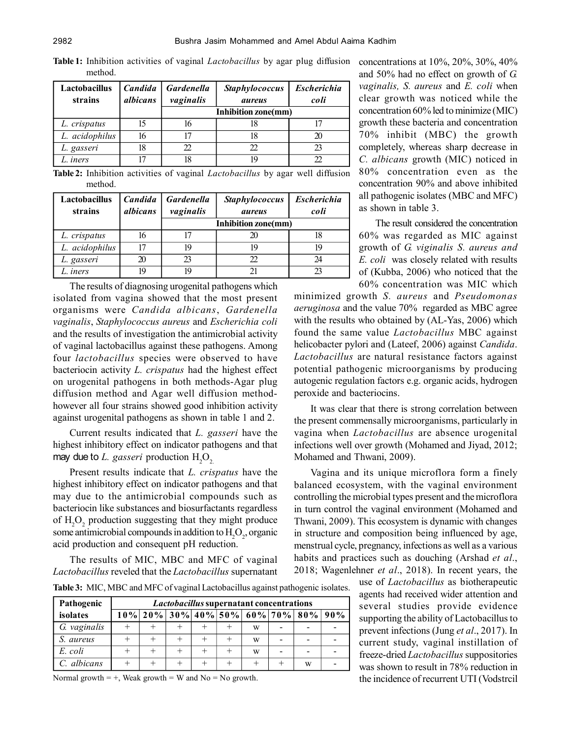**Table 1:** Inhibition activities of vaginal *Lactobacillus* by agar plug diffusion method.

| Lactobacillus strains | *Candida albicans* | *Gardenella vaginalis* | *Staphylococcus aureus* | *Escherichia coli* |
|---|---|---|---|---|
| | | Inhibition zone(mm) | | |
| *L. crispatus* | 15 | 16 | 18 | 17 |
| *L. acidophilus* | 16 | 17 | 18 | 20 |
| *L. gasseri* | 18 | 22 | 22 | 23 |
| *L. iners* | 17 | 18 | 19 | 22 |

**Table 2:** Inhibition activities of vaginal *Lactobacillus* by agar well diffusion method.

| Lactobacillus strains | *Candida albicans* | *Gardenella vaginalis* | *Staphylococcus aureus* | *Escherichia coli* |
|---|---|---|---|---|
| | | Inhibition zone(mm) | | |
| *L. crispatus* | 16 | 17 | 20 | 18 |
| *L. acidophilus* | 17 | 19 | 19 | 19 |
| *L. gasseri* | 20 | 23 | 22 | 24 |
| *L. iners* | 19 | 19 | 21 | 23 |

The results of diagnosing urogenital pathogens which isolated from vagina showed that the most present organisms were *Candida albicans*, *Gardenella vaginalis*, *Staphylococcus aureus* and *Escherichia coli* and the results of investigation the antimicrobial activity of vaginal lactobacillus against these pathogens. Among four *lactobacillus* species were observed to have bacteriocin activity *L. crispatus* had the highest effect on urogenital pathogens in both methods-Agar plug diffusion method and Agar well diffusion method-however all four strains showed good inhibition activity against urogenital pathogens as shown in table 1 and 2.

Current results indicated that *L. gasseri* have the highest inhibitory effect on indicator pathogens and that may due to *L. gasseri* production $H_2O_2$.

Present results indicate that *L. crispatus* have the highest inhibitory effect on indicator pathogens and that may due to the antimicrobial compounds such as bacteriocin like substances and biosurfactants regardless of $H_2O_2$ production suggesting that they might produce some antimicrobial compounds in addition to $H_2O_2$, organic acid production and consequent pH reduction.

The results of MIC, MBC and MFC of vaginal *Lactobacillus* reveled that the *Lactobacillus* supernatant concentrations at 10%, 20%, 30%, 40% and 50% had no effect on growth of *G. vaginalis, S. aureus* and *E. coli* when clear growth was noticed while the concentration 60% led to minimize (MIC) growth these bacteria and concentration 70% inhibit (MBC) the growth completely, whereas sharp decrease in *C. albicans* growth (MIC) noticed in 80% concentration even as the concentration 90% and above inhibited all pathogenic isolates (MBC and MFC) as shown in table 3.

**Table 3:** MIC, MBC and MFC of vaginal Lactobacillus against pathogenic isolates.

| Pathogenic isolates | *Lactobacillus* supernatant concentrations | | | | | | | | |
|---|---|---|---|---|---|---|---|---|---|
| | 10% | 20% | 30% | 40% | 50% | 60% | 70% | 80% | 90% |
| *G. vaginalis* | + | + | + | + | + | w | - | - | - |
| *S. aureus* | + | + | + | + | + | w | - | - | - |
| *E. coli* | + | + | + | + | + | w | - | - | - |
| *C. albicans* | + | + | + | + | + | + | + | w | - |

Normal growth = +, Weak growth = W and No = No growth.

The result considered the concentration 60% was regarded as MIC against growth of *G. viginalis S. aureus and E. coli* was closely related with results of (Kubba, 2006) who noticed that the 60% concentration was MIC which minimized growth *S. aureus* and *Pseudomonas aeruginosa* and the value 70% regarded as MBC agree with the results who obtained by (AL-Yas, 2006) which found the same value *Lactobacillus* MBC against helicobacter pylori and (Lateef, 2006) against *Candida*. *Lactobacillus* are natural resistance factors against potential pathogenic microorganisms by producing autogenic regulation factors e.g. organic acids, hydrogen peroxide and bacteriocins.

It was clear that there is strong correlation between the present commensally microorganisms, particularly in vagina when *Lactobacillus* are absence urogenital infections well over growth (Mohamed and Jiyad, 2012; Mohamed and Thwani, 2009).

Vagina and its unique microflora form a finely balanced ecosystem, with the vaginal environment controlling the microbial types present and the microflora in turn control the vaginal environment (Mohamed and Thwani, 2009). This ecosystem is dynamic with changes in structure and composition being influenced by age, menstrual cycle, pregnancy, infections as well as a various habits and practices such as douching (Arshad *et al*., 2018; Wagenlehner *et al*., 2018). In recent years, the use of *Lactobacillus* as biotherapeutic agents had received wider attention and several studies provide evidence supporting the ability of Lactobacillus to prevent infections (Jung *et al*., 2017). In current study, vaginal instillation of freeze-dried *Lactobacillus* suppositories was shown to result in 78% reduction in the incidence of recurrent UTI (Vodstrcil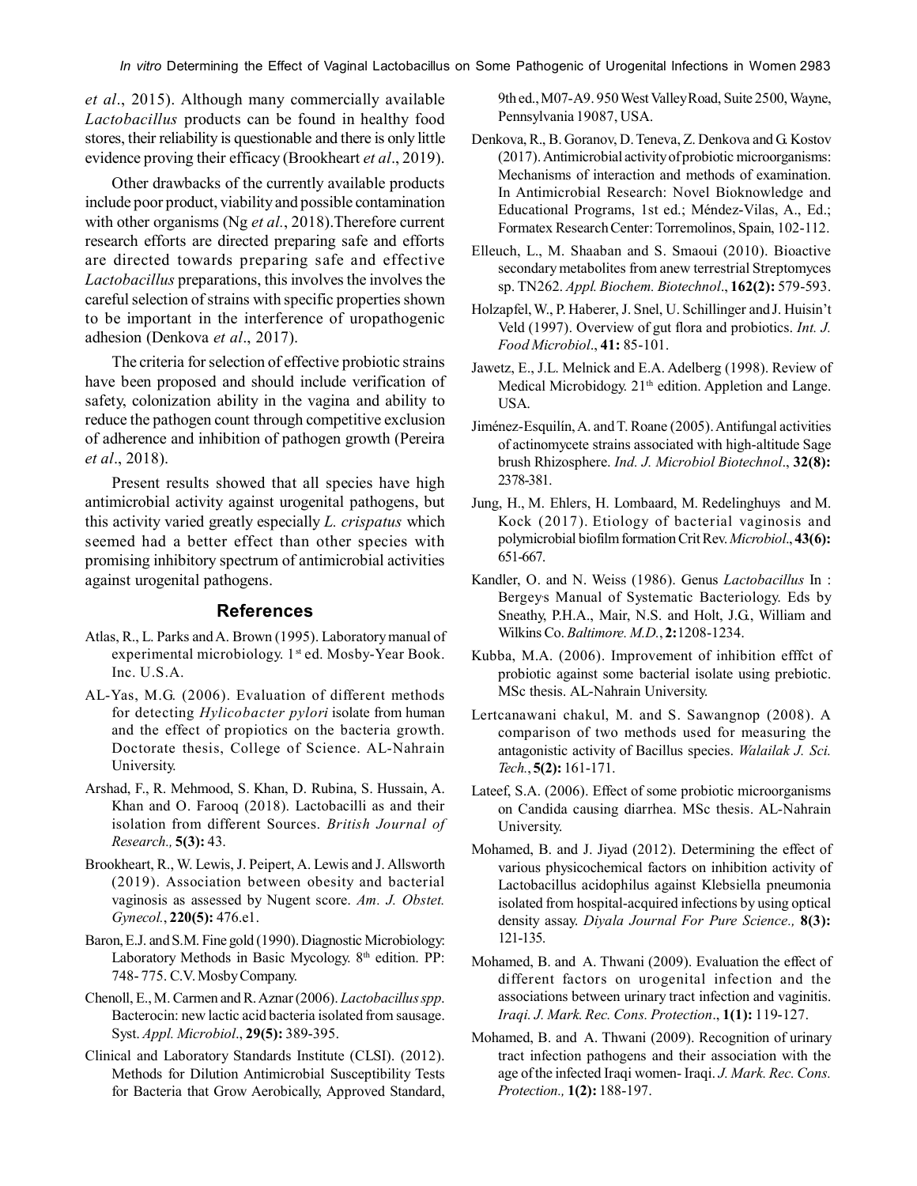*et al*., 2015). Although many commercially available *Lactobacillus* products can be found in healthy food stores, their reliability is questionable and there is only little evidence proving their efficacy (Brookheart *et al*., 2019).

Other drawbacks of the currently available products include poor product, viability and possible contamination with other organisms (Ng *et al.*, 2018).Therefore current research efforts are directed preparing safe and efforts are directed towards preparing safe and effective *Lactobacillus* preparations, this involves the involves the careful selection of strains with specific properties shown to be important in the interference of uropathogenic adhesion (Denkova *et al*., 2017).

The criteria for selection of effective probiotic strains have been proposed and should include verification of safety, colonization ability in the vagina and ability to reduce the pathogen count through competitive exclusion of adherence and inhibition of pathogen growth (Pereira *et al*., 2018).

Present results showed that all species have high antimicrobial activity against urogenital pathogens, but this activity varied greatly especially *L. crispatus* which seemed had a better effect than other species with promising inhibitory spectrum of antimicrobial activities against urogenital pathogens.

## References

Atlas, R., L. Parks and A. Brown (1995). Laboratory manual of experimental microbiology. 1st ed. Mosby-Year Book. Inc. U.S.A.

AL-Yas, M.G. (2006). Evaluation of different methods for detecting *Hylicobacter pylori* isolate from human and the effect of propiotics on the bacteria growth. Doctorate thesis, College of Science. AL-Nahrain University.

Arshad, F., R. Mehmood, S. Khan, D. Rubina, S. Hussain, A. Khan and O. Farooq (2018). Lactobacilli as and their isolation from different Sources. *British Journal of Research.,* **5(3):** 43.

Brookheart, R., W. Lewis, J. Peipert, A. Lewis and J. Allsworth (2019). Association between obesity and bacterial vaginosis as assessed by Nugent score. *Am. J. Obstet. Gynecol.*, **220(5):** 476.e1.

Baron, E.J. and S.M. Fine gold (1990). Diagnostic Microbiology: Laboratory Methods in Basic Mycology. 8th edition. PP: 748- 775. C.V. Mosby Company.

Chenoll, E., M. Carmen and R. Aznar (2006). *Lactobacillus spp*. Bacterocin: new lactic acid bacteria isolated from sausage. Syst. *Appl. Microbiol*., **29(5):** 389-395.

Clinical and Laboratory Standards Institute (CLSI). (2012). Methods for Dilution Antimicrobial Susceptibility Tests for Bacteria that Grow Aerobically, Approved Standard, 9th ed., M07-A9. 950 West Valley Road, Suite 2500, Wayne, Pennsylvania 19087, USA.

Denkova, R., B. Goranov, D. Teneva, Z. Denkova and G. Kostov (2017). Antimicrobial activity of probiotic microorganisms: Mechanisms of interaction and methods of examination. In Antimicrobial Research: Novel Bioknowledge and Educational Programs, 1st ed.; Méndez-Vilas, A., Ed.; Formatex Research Center: Torremolinos, Spain, 102-112.

Elleuch, L., M. Shaaban and S. Smaoui (2010). Bioactive secondary metabolites from anew terrestrial Streptomyces sp. TN262. *Appl. Biochem. Biotechnol*., **162(2):** 579-593.

Holzapfel, W., P. Haberer, J. Snel, U. Schillinger and J. Huisin't Veld (1997). Overview of gut flora and probiotics. *Int. J. Food Microbiol*., **41:** 85-101.

Jawetz, E., J.L. Melnick and E.A. Adelberg (1998). Review of Medical Microbidogy. 21th edition. Appletion and Lange. USA.

Jiménez-Esquilín, A. and T. Roane (2005). Antifungal activities of actinomycete strains associated with high-altitude Sage brush Rhizosphere. *Ind. J. Microbiol Biotechnol*., **32(8):** 2378-381.

Jung, H., M. Ehlers, H. Lombaard, M. Redelinghuys and M. Kock (2017). Etiology of bacterial vaginosis and polymicrobial biofilm formation Crit Rev. *Microbiol*., **43(6):** 651-667.

Kandler, O. and N. Weiss (1986). Genus *Lactobacillus* In : Bergeys Manual of Systematic Bacteriology. Eds by Sneathy, P.H.A., Mair, N.S. and Holt, J.G., William and Wilkins Co. *Baltimore. M.D.*, **2:**1208-1234.

Kubba, M.A. (2006). Improvement of inhibition efffct of probiotic against some bacterial isolate using prebiotic. MSc thesis. AL-Nahrain University.

Lertcanawani chakul, M. and S. Sawangnop (2008). A comparison of two methods used for measuring the antagonistic activity of Bacillus species. *Walailak J. Sci. Tech.*, **5(2):** 161-171.

Lateef, S.A. (2006). Effect of some probiotic microorganisms on Candida causing diarrhea. MSc thesis. AL-Nahrain University.

Mohamed, B. and J. Jiyad (2012). Determining the effect of various physicochemical factors on inhibition activity of Lactobacillus acidophilus against Klebsiella pneumonia isolated from hospital-acquired infections by using optical density assay. *Diyala Journal For Pure Science.,* **8(3):** 121-135.

Mohamed, B. and A. Thwani (2009). Evaluation the effect of different factors on urogenital infection and the associations between urinary tract infection and vaginitis. *Iraqi. J. Mark. Rec. Cons. Protection*., **1(1):** 119-127.

Mohamed, B. and A. Thwani (2009). Recognition of urinary tract infection pathogens and their association with the age of the infected Iraqi women- Iraqi. *J. Mark. Rec. Cons. Protection.,* **1(2):** 188-197.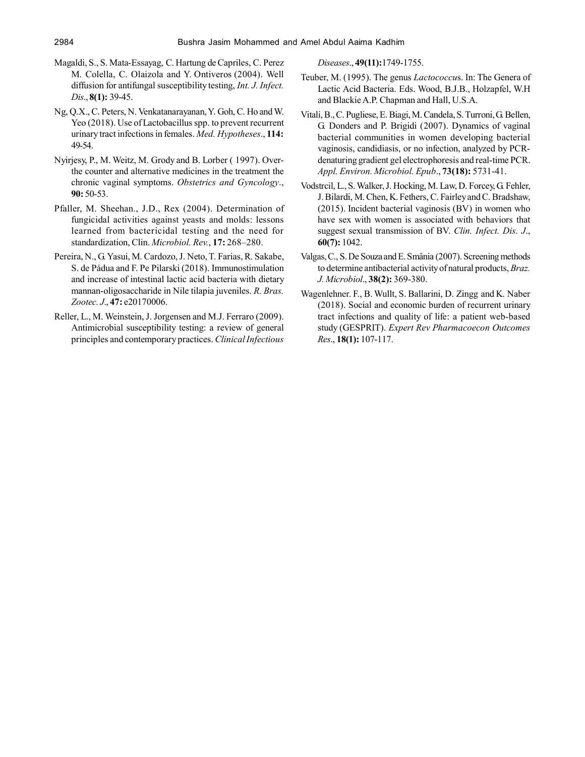Magaldi, S., S. Mata-Essayag, C. Hartung de Capriles, C. Perez M. Colella, C. Olaizola and Y. Ontiveros (2004). Well diffusion for antifungal susceptibility testing, *Int. J. Infect. Dis*., **8(1):** 39-45.

Ng, Q.X., C. Peters, N. Venkatanarayanan, Y. Goh, C. Ho and W. Yeo (2018). Use of Lactobacillus spp. to prevent recurrent urinary tract infections in females. *Med. Hypotheses*., **114:** 49-54.

Nyirjesy, P., M. Weitz, M. Grody and B. Lorber ( 1997). Over-the counter and alternative medicines in the treatment the chronic vaginal symptoms. *Obstetrics and Gyncology*., **90:** 50-53.

Pfaller, M. Sheehan., J.D., Rex (2004). Determination of fungicidal activities against yeasts and molds: lessons learned from bactericidal testing and the need for standardization, Clin. *Microbiol. Rev.*, **17:** 268–280.

Pereira, N., G. Yasui, M. Cardozo, J. Neto, T. Farias, R. Sakabe, S. de Pádua and F. Pe Pilarski (2018). Immunostimulation and increase of intestinal lactic acid bacteria with dietary mannan-oligosaccharide in Nile tilapia juveniles. *R. Bras. Zootec. J*., **47:** e20170006.

Reller, L., M. Weinstein, J. Jorgensen and M.J. Ferraro (2009). Antimicrobial susceptibility testing: a review of general principles and contemporary practices. *Clinical Infectious Diseases*., **49(11):**1749-1755.

Teuber, M. (1995). The genus *Lactococcus*. In: The Genera of Lactic Acid Bacteria. Eds. Wood, B.J.B., Holzapfel, W.H and Blackie A.P. Chapman and Hall, U.S.A.

Vitali, B., C. Pugliese, E. Biagi, M. Candela, S. Turroni, G. Bellen, G. Donders and P. Brigidi (2007). Dynamics of vaginal bacterial communities in women developing bacterial vaginosis, candidiasis, or no infection, analyzed by PCR-denaturing gradient gel electrophoresis and real-time PCR. *Appl. Environ. Microbiol. Epub*., **73(18):** 5731-41.

Vodstrcil, L., S. Walker, J. Hocking, M. Law, D. Forcey, G. Fehler, J. Bilardi, M. Chen, K. Fethers, C. Fairley and C. Bradshaw, (2015). Incident bacterial vaginosis (BV) in women who have sex with women is associated with behaviors that suggest sexual transmission of BV. *Clin. Infect. Dis. J*., **60(7):** 1042.

Valgas, C., S. De Souza and E. Smânia (2007). Screening methods to determine antibacterial activity of natural products, *Braz. J. Microbiol*., **38(2):** 369-380.

Wagenlehner. F., B. Wullt, S. Ballarini, D. Zingg and K. Naber (2018). Social and economic burden of recurrent urinary tract infections and quality of life: a patient web-based study (GESPRIT). *Expert Rev Pharmacoecon Outcomes Res*., **18(1):** 107-117.